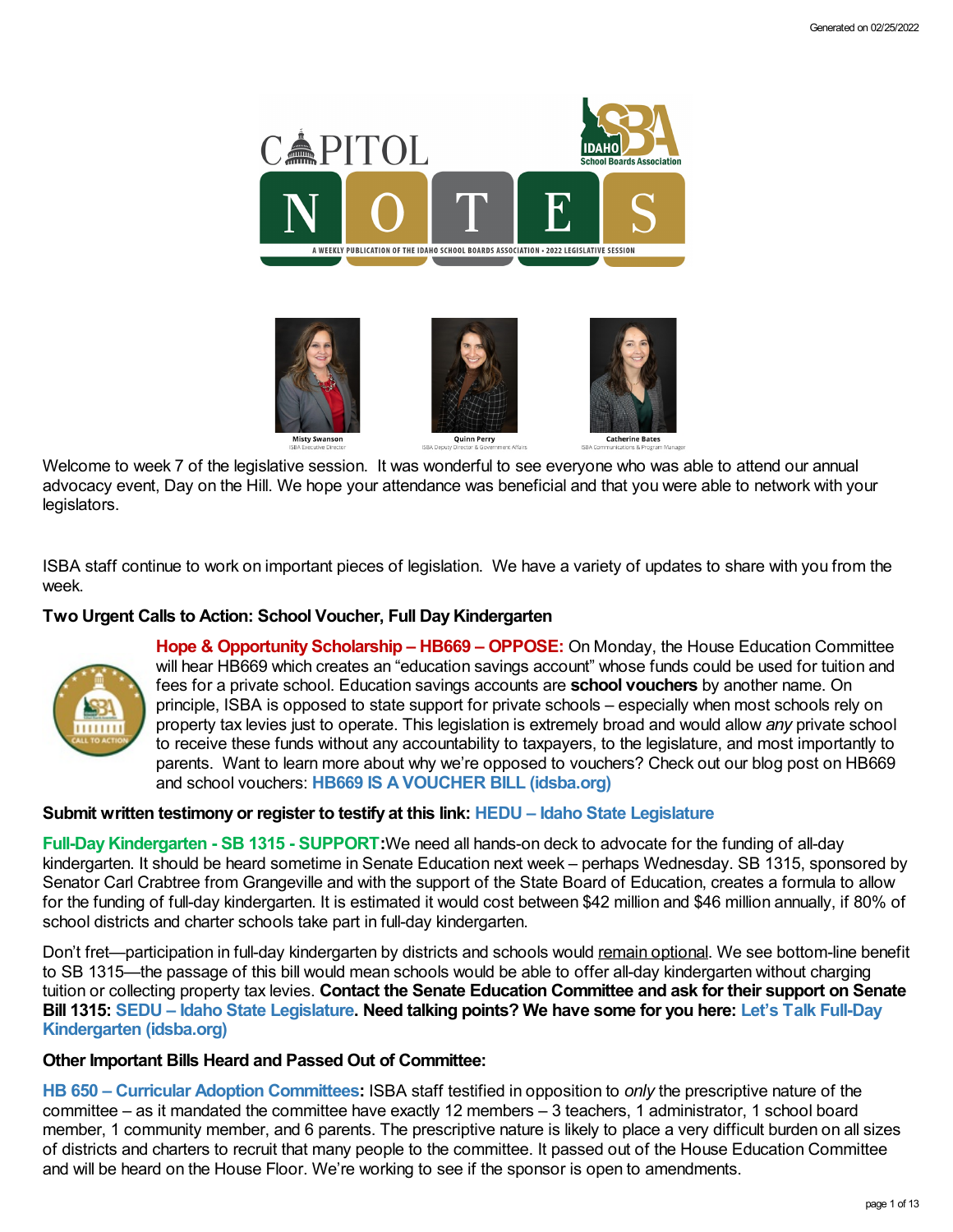# CAPITOL NOTES

A WEEKLY PUBLICATION OF THE IDAHO SCHOOL BOARDS ASSOCIATION • 2022 LEGISLATIVE SESSION

Misty Swanson, ISBA Executive Director
Quinn Perry, ISBA Deputy Director & Government Affairs
Catherine Bates, ISBA Communications & Program Manager

Welcome to week 7 of the legislative session. It was wonderful to see everyone who was able to attend our annual advocacy event, Day on the Hill. We hope your attendance was beneficial and that you were able to network with your legislators.

ISBA staff continue to work on important pieces of legislation. We have a variety of updates to share with you from the week.

**Two Urgent Calls to Action: School Voucher, Full Day Kindergarten**

**Hope & Opportunity Scholarship – HB669 – OPPOSE:** On Monday, the House Education Committee will hear HB669 which creates an "education savings account" whose funds could be used for tuition and fees for a private school. Education savings accounts are **school vouchers** by another name. On principle, ISBA is opposed to state support for private schools – especially when most schools rely on property tax levies just to operate. This legislation is extremely broad and would allow *any* private school to receive these funds without any accountability to taxpayers, to the legislature, and most importantly to parents. Want to learn more about why we're opposed to vouchers? Check out our blog post on HB669 and school vouchers: **HB669 IS A VOUCHER BILL (idsba.org)**

**Submit written testimony or register to testify at this link: HEDU – Idaho State Legislature**

**Full-Day Kindergarten - SB 1315 - SUPPORT:** We need all hands-on deck to advocate for the funding of all-day kindergarten. It should be heard sometime in Senate Education next week – perhaps Wednesday. SB 1315, sponsored by Senator Carl Crabtree from Grangeville and with the support of the State Board of Education, creates a formula to allow for the funding of full-day kindergarten. It is estimated it would cost between $42 million and $46 million annually, if 80% of school districts and charter schools take part in full-day kindergarten.

Don't fret—participation in full-day kindergarten by districts and schools would remain optional. We see bottom-line benefit to SB 1315—the passage of this bill would mean schools would be able to offer all-day kindergarten without charging tuition or collecting property tax levies. **Contact the Senate Education Committee and ask for their support on Senate Bill 1315: SEDU – Idaho State Legislature. Need talking points? We have some for you here: Let's Talk Full-Day Kindergarten (idsba.org)**

**Other Important Bills Heard and Passed Out of Committee:**

**HB 650 – Curricular Adoption Committees:** ISBA staff testified in opposition to *only* the prescriptive nature of the committee – as it mandated the committee have exactly 12 members – 3 teachers, 1 administrator, 1 school board member, 1 community member, and 6 parents. The prescriptive nature is likely to place a very difficult burden on all sizes of districts and charters to recruit that many people to the committee. It passed out of the House Education Committee and will be heard on the House Floor. We're working to see if the sponsor is open to amendments.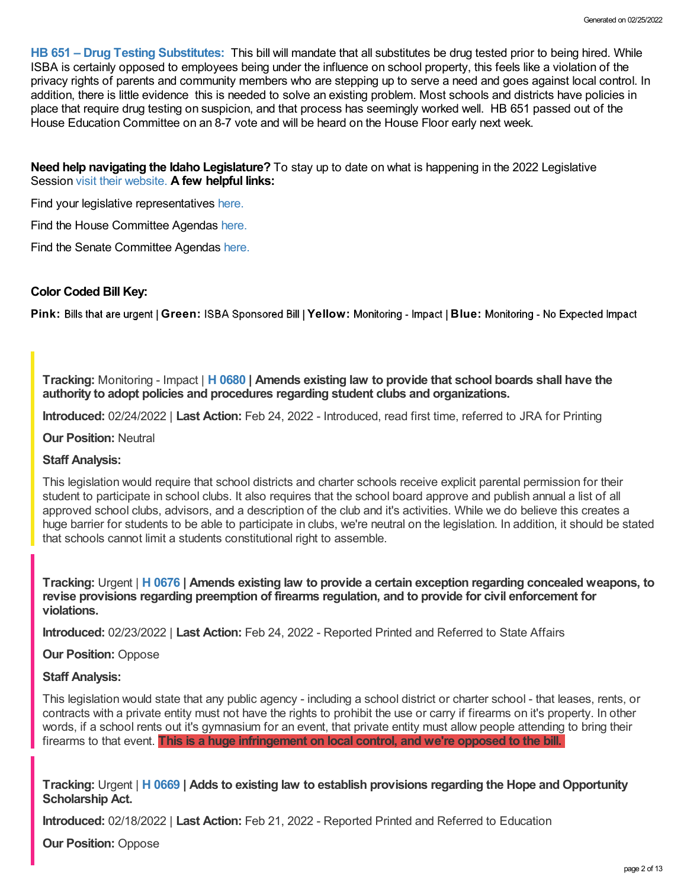**HB 651 – Drug Testing Substitutes:** This bill will mandate that all substitutes be drug tested prior to being hired. While ISBA is certainly opposed to employees being under the influence on school property, this feels like a violation of the privacy rights of parents and community members who are stepping up to serve a need and goes against local control. In addition, there is little evidence this is needed to solve an existing problem. Most schools and districts have policies in place that require drug testing on suspicion, and that process has seemingly worked well. HB 651 passed out of the House Education Committee on an 8-7 vote and will be heard on the House Floor early next week.

**Need help navigating the Idaho Legislature?** To stay up to date on what is happening in the 2022 Legislative Session visit their website. **A few helpful links:**

Find your legislative representatives here.

Find the House Committee Agendas here.

Find the Senate Committee Agendas here.

**Color Coded Bill Key:**

**Pink:** Bills that are urgent | **Green:** ISBA Sponsored Bill | **Yellow:** Monitoring - Impact | **Blue:** Monitoring - No Expected Impact

**Tracking:** Monitoring - Impact | **H 0680 | Amends existing law to provide that school boards shall have the authority to adopt policies and procedures regarding student clubs and organizations.**

**Introduced:** 02/24/2022 | **Last Action:** Feb 24, 2022 - Introduced, read first time, referred to JRA for Printing

**Our Position:** Neutral

**Staff Analysis:**

This legislation would require that school districts and charter schools receive explicit parental permission for their student to participate in school clubs. It also requires that the school board approve and publish annual a list of all approved school clubs, advisors, and a description of the club and it's activities. While we do believe this creates a huge barrier for students to be able to participate in clubs, we're neutral on the legislation. In addition, it should be stated that schools cannot limit a students constitutional right to assemble.

**Tracking:** Urgent | **H 0676 | Amends existing law to provide a certain exception regarding concealed weapons, to revise provisions regarding preemption of firearms regulation, and to provide for civil enforcement for violations.**

**Introduced:** 02/23/2022 | **Last Action:** Feb 24, 2022 - Reported Printed and Referred to State Affairs

**Our Position:** Oppose

**Staff Analysis:**

This legislation would state that any public agency - including a school district or charter school - that leases, rents, or contracts with a private entity must not have the rights to prohibit the use or carry if firearms on it's property. In other words, if a school rents out it's gymnasium for an event, that private entity must allow people attending to bring their firearms to that event. **This is a huge infringement on local control, and we're opposed to the bill.**

**Tracking:** Urgent | **H 0669 | Adds to existing law to establish provisions regarding the Hope and Opportunity Scholarship Act.**

**Introduced:** 02/18/2022 | **Last Action:** Feb 21, 2022 - Reported Printed and Referred to Education

**Our Position:** Oppose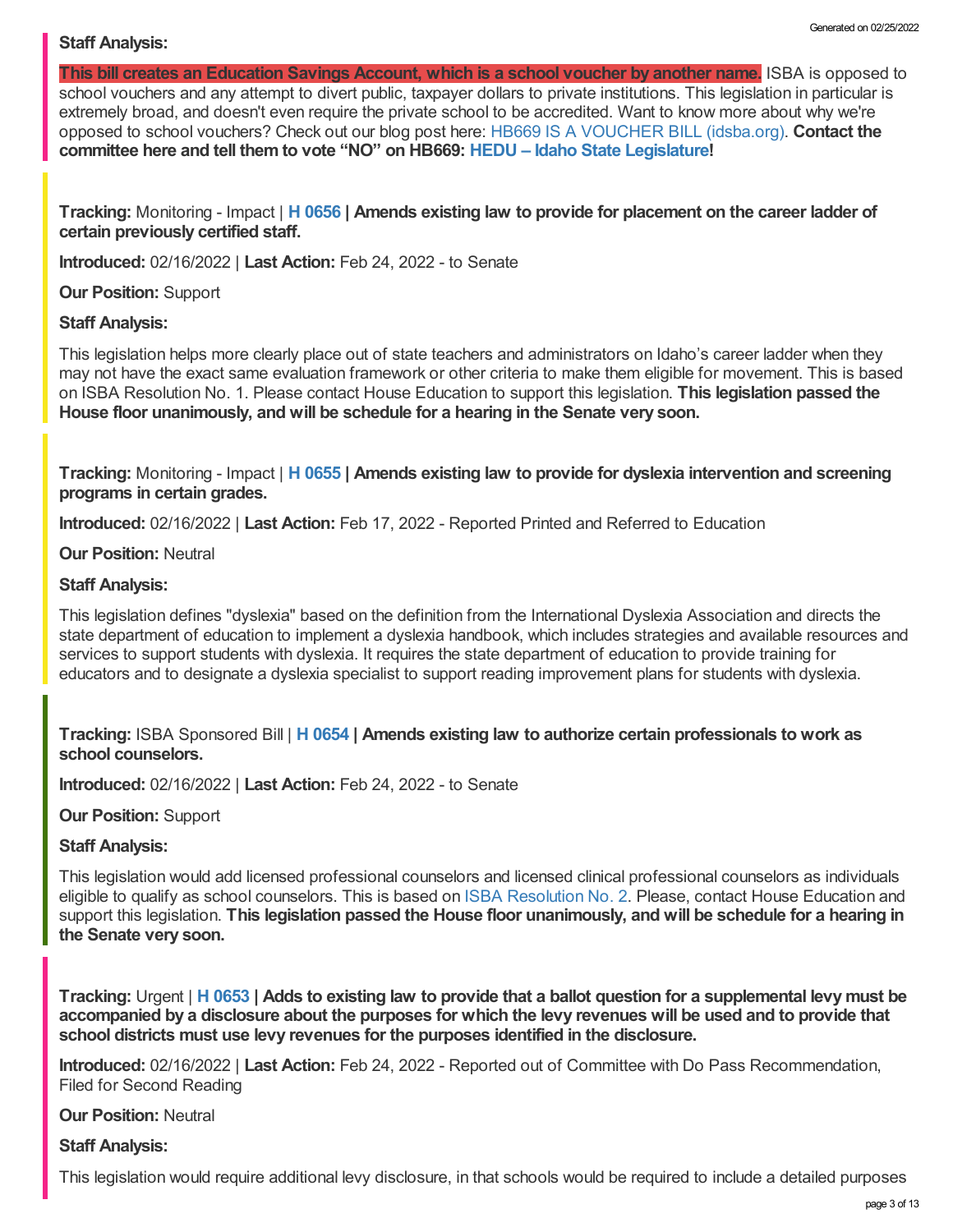**Staff Analysis:**

**This bill creates an Education Savings Account, which is a school voucher by another name.** ISBA is opposed to school vouchers and any attempt to divert public, taxpayer dollars to private institutions. This legislation in particular is extremely broad, and doesn't even require the private school to be accredited. Want to know more about why we're opposed to school vouchers? Check out our blog post here: HB669 IS A VOUCHER BILL (idsba.org). **Contact the committee here and tell them to vote "NO" on HB669: HEDU – Idaho State Legislature!**

**Tracking:** Monitoring - Impact | **H 0656 | Amends existing law to provide for placement on the career ladder of certain previously certified staff.**

**Introduced:** 02/16/2022 | **Last Action:** Feb 24, 2022 - to Senate

**Our Position:** Support

**Staff Analysis:**

This legislation helps more clearly place out of state teachers and administrators on Idaho's career ladder when they may not have the exact same evaluation framework or other criteria to make them eligible for movement. This is based on ISBA Resolution No. 1. Please contact House Education to support this legislation. **This legislation passed the House floor unanimously, and will be schedule for a hearing in the Senate very soon.**

**Tracking:** Monitoring - Impact | **H 0655 | Amends existing law to provide for dyslexia intervention and screening programs in certain grades.**

**Introduced:** 02/16/2022 | **Last Action:** Feb 17, 2022 - Reported Printed and Referred to Education

**Our Position:** Neutral

**Staff Analysis:**

This legislation defines "dyslexia" based on the definition from the International Dyslexia Association and directs the state department of education to implement a dyslexia handbook, which includes strategies and available resources and services to support students with dyslexia. It requires the state department of education to provide training for educators and to designate a dyslexia specialist to support reading improvement plans for students with dyslexia.

**Tracking:** ISBA Sponsored Bill | **H 0654 | Amends existing law to authorize certain professionals to work as school counselors.**

**Introduced:** 02/16/2022 | **Last Action:** Feb 24, 2022 - to Senate

**Our Position:** Support

**Staff Analysis:**

This legislation would add licensed professional counselors and licensed clinical professional counselors as individuals eligible to qualify as school counselors. This is based on ISBA Resolution No. 2. Please, contact House Education and support this legislation. **This legislation passed the House floor unanimously, and will be schedule for a hearing in the Senate very soon.**

**Tracking:** Urgent | **H 0653 | Adds to existing law to provide that a ballot question for a supplemental levy must be accompanied by a disclosure about the purposes for which the levy revenues will be used and to provide that school districts must use levy revenues for the purposes identified in the disclosure.**

**Introduced:** 02/16/2022 | **Last Action:** Feb 24, 2022 - Reported out of Committee with Do Pass Recommendation, Filed for Second Reading

**Our Position:** Neutral

**Staff Analysis:**

This legislation would require additional levy disclosure, in that schools would be required to include a detailed purposes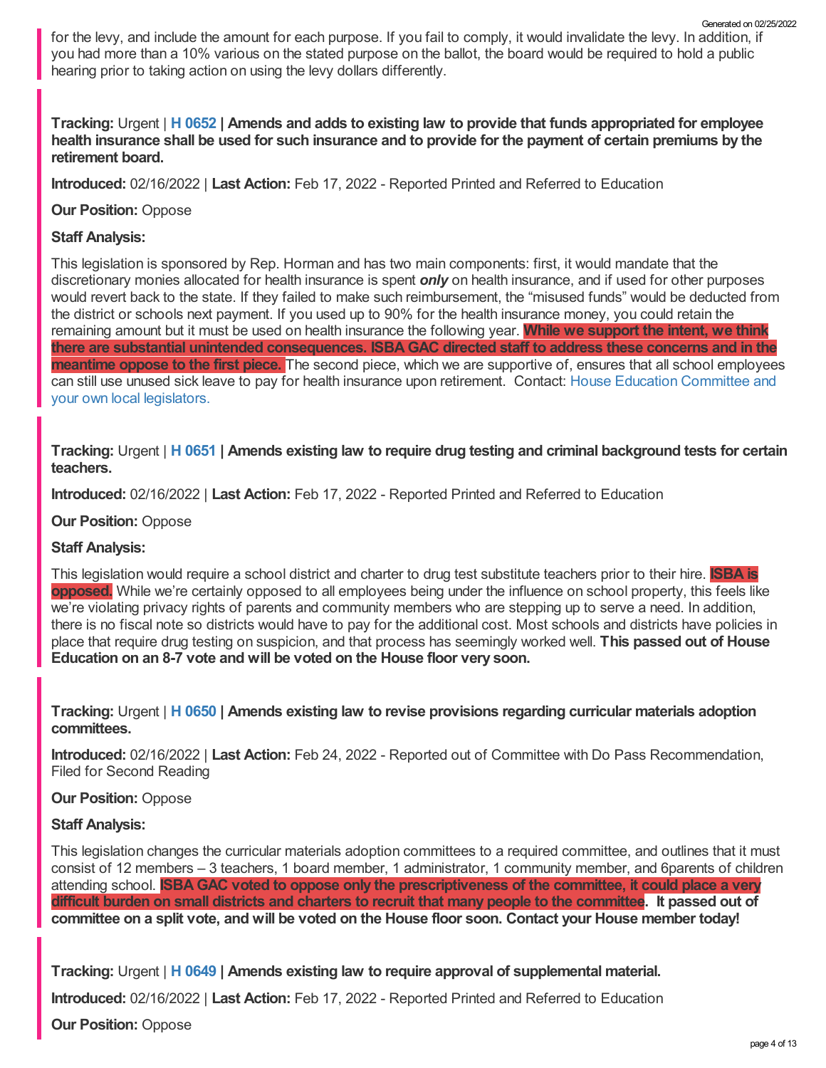for the levy, and include the amount for each purpose. If you fail to comply, it would invalidate the levy. In addition, if you had more than a 10% various on the stated purpose on the ballot, the board would be required to hold a public hearing prior to taking action on using the levy dollars differently.

**Tracking:** Urgent | **H 0652** | **Amends and adds to existing law to provide that funds appropriated for employee health insurance shall be used for such insurance and to provide for the payment of certain premiums by the retirement board.**

**Introduced:** 02/16/2022 | **Last Action:** Feb 17, 2022 - Reported Printed and Referred to Education

**Our Position:** Oppose

**Staff Analysis:**

This legislation is sponsored by Rep. Horman and has two main components: first, it would mandate that the discretionary monies allocated for health insurance is spent ***only*** on health insurance, and if used for other purposes would revert back to the state. If they failed to make such reimbursement, the “misused funds” would be deducted from the district or schools next payment. If you used up to 90% for the health insurance money, you could retain the remaining amount but it must be used on health insurance the following year. **While we support the intent, we think there are substantial unintended consequences. ISBA GAC directed staff to address these concerns and in the meantime oppose to the first piece.** The second piece, which we are supportive of, ensures that all school employees can still use unused sick leave to pay for health insurance upon retirement. Contact: House Education Committee and your own local legislators.

**Tracking:** Urgent | **H 0651** | **Amends existing law to require drug testing and criminal background tests for certain teachers.**

**Introduced:** 02/16/2022 | **Last Action:** Feb 17, 2022 - Reported Printed and Referred to Education

**Our Position:** Oppose

**Staff Analysis:**

This legislation would require a school district and charter to drug test substitute teachers prior to their hire. **ISBA is opposed.** While we’re certainly opposed to all employees being under the influence on school property, this feels like we’re violating privacy rights of parents and community members who are stepping up to serve a need. In addition, there is no fiscal note so districts would have to pay for the additional cost. Most schools and districts have policies in place that require drug testing on suspicion, and that process has seemingly worked well. **This passed out of House Education on an 8-7 vote and will be voted on the House floor very soon.**

**Tracking:** Urgent | **H 0650** | **Amends existing law to revise provisions regarding curricular materials adoption committees.**

**Introduced:** 02/16/2022 | **Last Action:** Feb 24, 2022 - Reported out of Committee with Do Pass Recommendation, Filed for Second Reading

**Our Position:** Oppose

**Staff Analysis:**

This legislation changes the curricular materials adoption committees to a required committee, and outlines that it must consist of 12 members – 3 teachers, 1 board member, 1 administrator, 1 community member, and 6parents of children attending school. **ISBA GAC voted to oppose only the prescriptiveness of the committee, it could place a very difficult burden on small districts and charters to recruit that many people to the committee. It passed out of committee on a split vote, and will be voted on the House floor soon. Contact your House member today!**

**Tracking:** Urgent | **H 0649** | **Amends existing law to require approval of supplemental material.**

**Introduced:** 02/16/2022 | **Last Action:** Feb 17, 2022 - Reported Printed and Referred to Education

**Our Position:** Oppose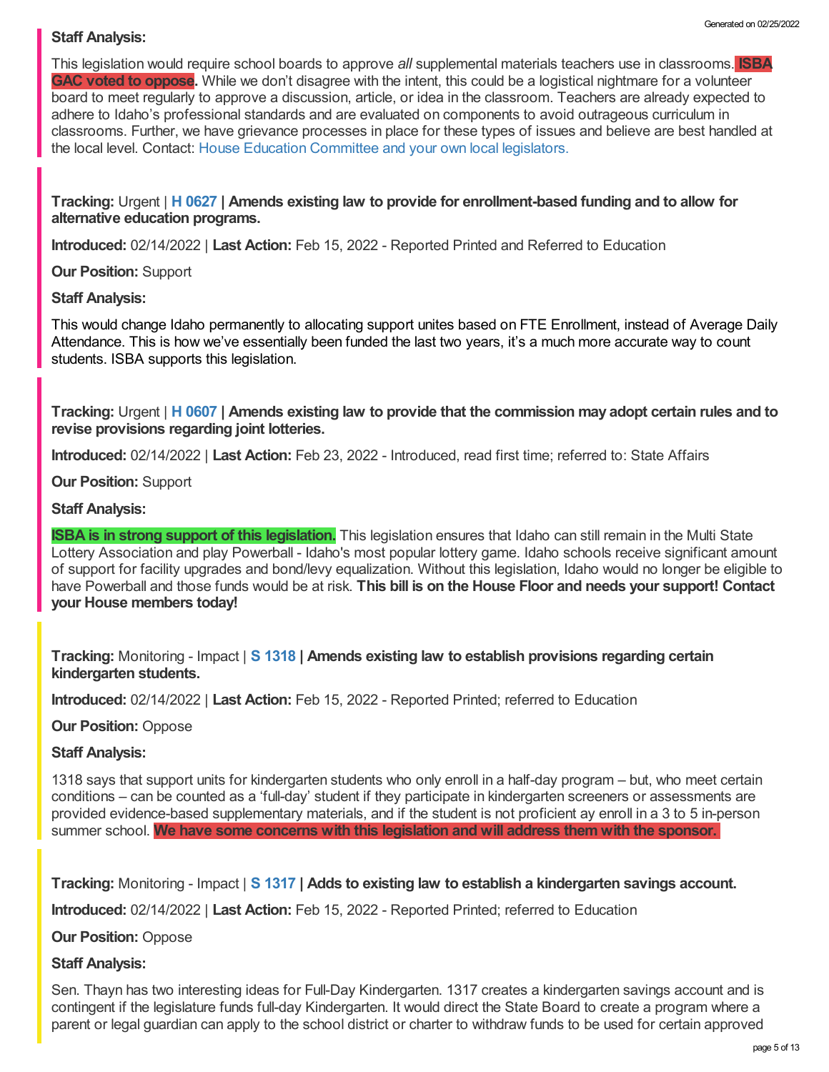**Staff Analysis:**

This legislation would require school boards to approve *all* supplemental materials teachers use in classrooms. **ISBA GAC voted to oppose.** While we don't disagree with the intent, this could be a logistical nightmare for a volunteer board to meet regularly to approve a discussion, article, or idea in the classroom. Teachers are already expected to adhere to Idaho's professional standards and are evaluated on components to avoid outrageous curriculum in classrooms. Further, we have grievance processes in place for these types of issues and believe are best handled at the local level. Contact: House Education Committee and your own local legislators.

**Tracking:** Urgent | **H 0627 | Amends existing law to provide for enrollment-based funding and to allow for alternative education programs.**

**Introduced:** 02/14/2022 | **Last Action:** Feb 15, 2022 - Reported Printed and Referred to Education

**Our Position:** Support

**Staff Analysis:**

This would change Idaho permanently to allocating support unites based on FTE Enrollment, instead of Average Daily Attendance. This is how we've essentially been funded the last two years, it's a much more accurate way to count students. ISBA supports this legislation.

**Tracking:** Urgent | **H 0607 | Amends existing law to provide that the commission may adopt certain rules and to revise provisions regarding joint lotteries.**

**Introduced:** 02/14/2022 | **Last Action:** Feb 23, 2022 - Introduced, read first time; referred to: State Affairs

**Our Position:** Support

**Staff Analysis:**

**ISBA is in strong support of this legislation.** This legislation ensures that Idaho can still remain in the Multi State Lottery Association and play Powerball - Idaho's most popular lottery game. Idaho schools receive significant amount of support for facility upgrades and bond/levy equalization. Without this legislation, Idaho would no longer be eligible to have Powerball and those funds would be at risk. **This bill is on the House Floor and needs your support! Contact your House members today!**

**Tracking:** Monitoring - Impact | **S 1318 | Amends existing law to establish provisions regarding certain kindergarten students.**

**Introduced:** 02/14/2022 | **Last Action:** Feb 15, 2022 - Reported Printed; referred to Education

**Our Position:** Oppose

**Staff Analysis:**

1318 says that support units for kindergarten students who only enroll in a half-day program – but, who meet certain conditions – can be counted as a 'full-day' student if they participate in kindergarten screeners or assessments are provided evidence-based supplementary materials, and if the student is not proficient ay enroll in a 3 to 5 in-person summer school. **We have some concerns with this legislation and will address them with the sponsor.**

**Tracking:** Monitoring - Impact | **S 1317 | Adds to existing law to establish a kindergarten savings account.**

**Introduced:** 02/14/2022 | **Last Action:** Feb 15, 2022 - Reported Printed; referred to Education

**Our Position:** Oppose

**Staff Analysis:**

Sen. Thayn has two interesting ideas for Full-Day Kindergarten. 1317 creates a kindergarten savings account and is contingent if the legislature funds full-day Kindergarten. It would direct the State Board to create a program where a parent or legal guardian can apply to the school district or charter to withdraw funds to be used for certain approved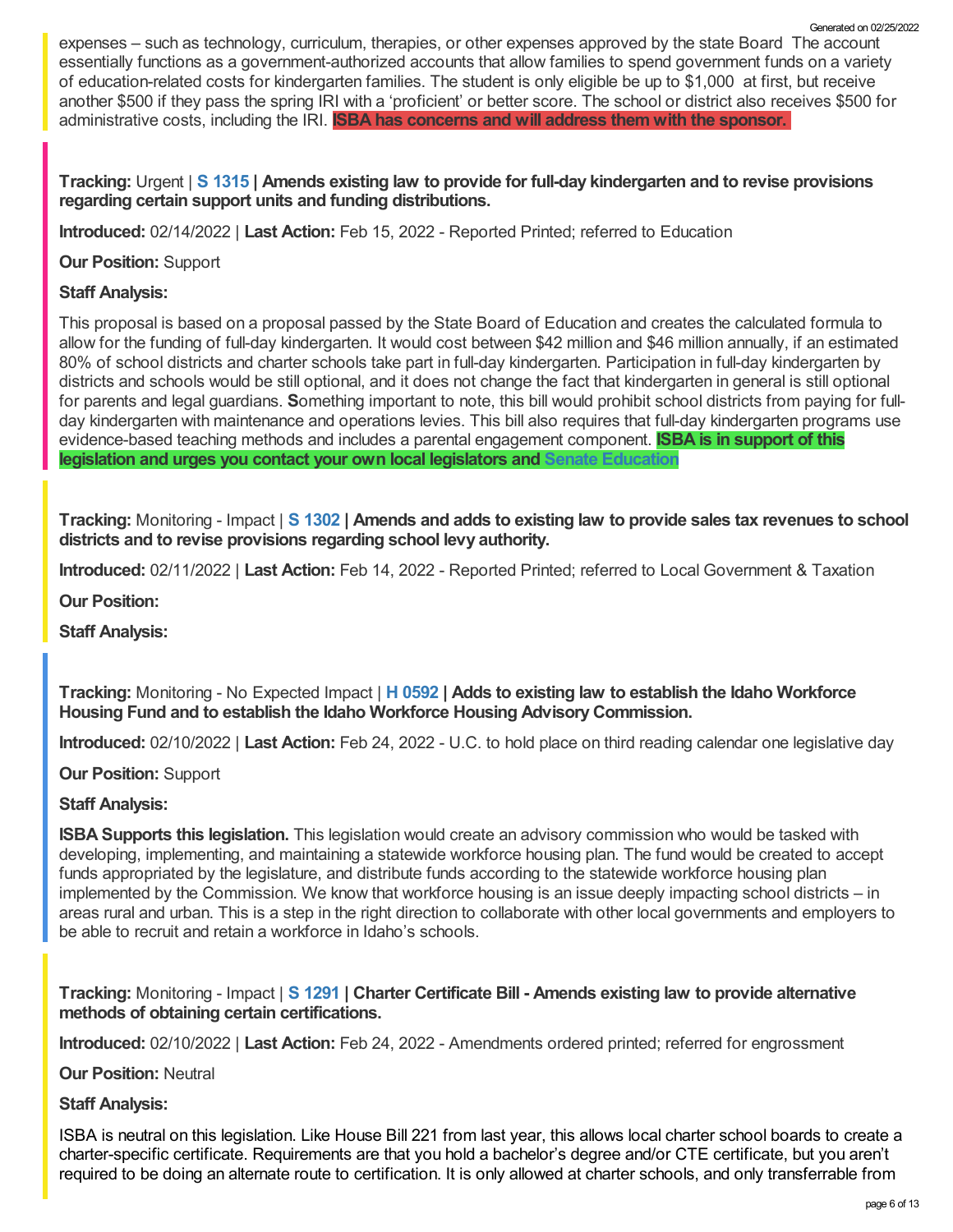expenses – such as technology, curriculum, therapies, or other expenses approved by the state Board The account essentially functions as a government-authorized accounts that allow families to spend government funds on a variety of education-related costs for kindergarten families. The student is only eligible be up to $1,000 at first, but receive another $500 if they pass the spring IRI with a 'proficient' or better score. The school or district also receives $500 for administrative costs, including the IRI. **ISBA has concerns and will address them with the sponsor.**

**Tracking:** Urgent | **S 1315 | Amends existing law to provide for full-day kindergarten and to revise provisions regarding certain support units and funding distributions.**

**Introduced:** 02/14/2022 | **Last Action:** Feb 15, 2022 - Reported Printed; referred to Education

**Our Position:** Support

**Staff Analysis:**

This proposal is based on a proposal passed by the State Board of Education and creates the calculated formula to allow for the funding of full-day kindergarten. It would cost between $42 million and $46 million annually, if an estimated 80% of school districts and charter schools take part in full-day kindergarten. Participation in full-day kindergarten by districts and schools would be still optional, and it does not change the fact that kindergarten in general is still optional for parents and legal guardians. **S**omething important to note, this bill would prohibit school districts from paying for full-day kindergarten with maintenance and operations levies. This bill also requires that full-day kindergarten programs use evidence-based teaching methods and includes a parental engagement component. **ISBA is in support of this legislation and urges you contact your own local legislators and Senate Education**

**Tracking:** Monitoring - Impact | **S 1302 | Amends and adds to existing law to provide sales tax revenues to school districts and to revise provisions regarding school levy authority.**

**Introduced:** 02/11/2022 | **Last Action:** Feb 14, 2022 - Reported Printed; referred to Local Government & Taxation

**Our Position:**

**Staff Analysis:**

**Tracking:** Monitoring - No Expected Impact | **H 0592 | Adds to existing law to establish the Idaho Workforce Housing Fund and to establish the Idaho Workforce Housing Advisory Commission.**

**Introduced:** 02/10/2022 | **Last Action:** Feb 24, 2022 - U.C. to hold place on third reading calendar one legislative day

**Our Position:** Support

**Staff Analysis:**

**ISBA Supports this legislation.** This legislation would create an advisory commission who would be tasked with developing, implementing, and maintaining a statewide workforce housing plan. The fund would be created to accept funds appropriated by the legislature, and distribute funds according to the statewide workforce housing plan implemented by the Commission. We know that workforce housing is an issue deeply impacting school districts – in areas rural and urban. This is a step in the right direction to collaborate with other local governments and employers to be able to recruit and retain a workforce in Idaho's schools.

**Tracking:** Monitoring - Impact | **S 1291 | Charter Certificate Bill - Amends existing law to provide alternative methods of obtaining certain certifications.**

**Introduced:** 02/10/2022 | **Last Action:** Feb 24, 2022 - Amendments ordered printed; referred for engrossment

**Our Position:** Neutral

**Staff Analysis:**

ISBA is neutral on this legislation. Like House Bill 221 from last year, this allows local charter school boards to create a charter-specific certificate. Requirements are that you hold a bachelor's degree and/or CTE certificate, but you aren't required to be doing an alternate route to certification. It is only allowed at charter schools, and only transferrable from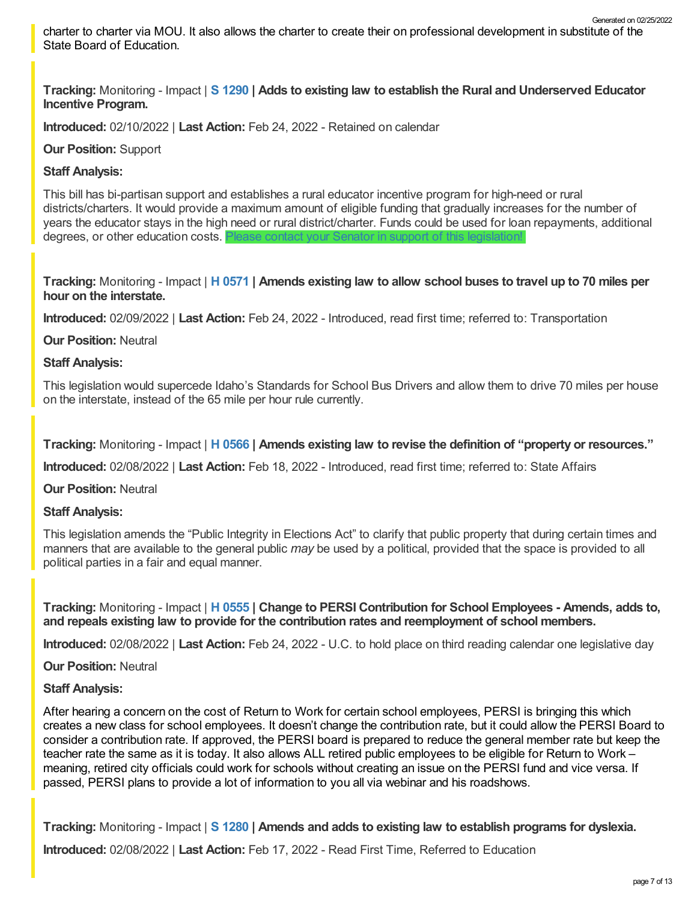charter to charter via MOU. It also allows the charter to create their on professional development in substitute of the State Board of Education.

**Tracking:** Monitoring - Impact | **S 1290 | Adds to existing law to establish the Rural and Underserved Educator Incentive Program.**

**Introduced:** 02/10/2022 | **Last Action:** Feb 24, 2022 - Retained on calendar

**Our Position:** Support

**Staff Analysis:**

This bill has bi-partisan support and establishes a rural educator incentive program for high-need or rural districts/charters. It would provide a maximum amount of eligible funding that gradually increases for the number of years the educator stays in the high need or rural district/charter. Funds could be used for loan repayments, additional degrees, or other education costs. Please contact your Senator in support of this legislation!

**Tracking:** Monitoring - Impact | **H 0571 | Amends existing law to allow school buses to travel up to 70 miles per hour on the interstate.**

**Introduced:** 02/09/2022 | **Last Action:** Feb 24, 2022 - Introduced, read first time; referred to: Transportation

**Our Position:** Neutral

**Staff Analysis:**

This legislation would supercede Idaho's Standards for School Bus Drivers and allow them to drive 70 miles per house on the interstate, instead of the 65 mile per hour rule currently.

**Tracking:** Monitoring - Impact | **H 0566 | Amends existing law to revise the definition of "property or resources."**

**Introduced:** 02/08/2022 | **Last Action:** Feb 18, 2022 - Introduced, read first time; referred to: State Affairs

**Our Position:** Neutral

**Staff Analysis:**

This legislation amends the "Public Integrity in Elections Act" to clarify that public property that during certain times and manners that are available to the general public *may* be used by a political, provided that the space is provided to all political parties in a fair and equal manner.

**Tracking:** Monitoring - Impact | **H 0555 | Change to PERSI Contribution for School Employees - Amends, adds to, and repeals existing law to provide for the contribution rates and reemployment of school members.**

**Introduced:** 02/08/2022 | **Last Action:** Feb 24, 2022 - U.C. to hold place on third reading calendar one legislative day

**Our Position:** Neutral

**Staff Analysis:**

After hearing a concern on the cost of Return to Work for certain school employees, PERSI is bringing this which creates a new class for school employees. It doesn't change the contribution rate, but it could allow the PERSI Board to consider a contribution rate. If approved, the PERSI board is prepared to reduce the general member rate but keep the teacher rate the same as it is today. It also allows ALL retired public employees to be eligible for Return to Work – meaning, retired city officials could work for schools without creating an issue on the PERSI fund and vice versa. If passed, PERSI plans to provide a lot of information to you all via webinar and his roadshows.

**Tracking:** Monitoring - Impact | **S 1280 | Amends and adds to existing law to establish programs for dyslexia.**

**Introduced:** 02/08/2022 | **Last Action:** Feb 17, 2022 - Read First Time, Referred to Education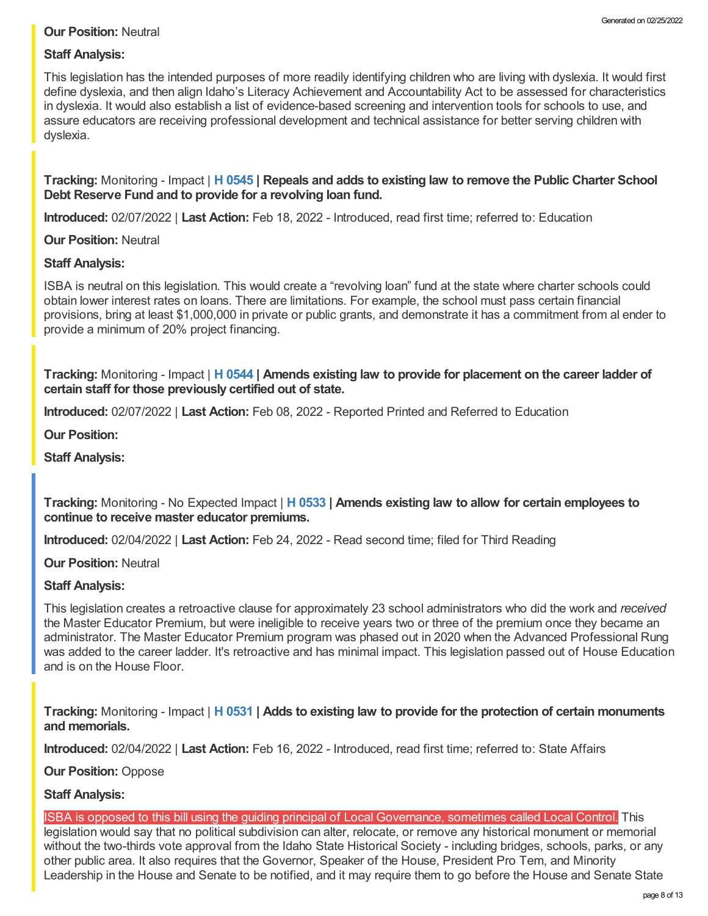**Our Position:** Neutral

**Staff Analysis:**

This legislation has the intended purposes of more readily identifying children who are living with dyslexia. It would first define dyslexia, and then align Idaho's Literacy Achievement and Accountability Act to be assessed for characteristics in dyslexia. It would also establish a list of evidence-based screening and intervention tools for schools to use, and assure educators are receiving professional development and technical assistance for better serving children with dyslexia.

**Tracking:** Monitoring - Impact | **H 0545 | Repeals and adds to existing law to remove the Public Charter School Debt Reserve Fund and to provide for a revolving loan fund.**

**Introduced:** 02/07/2022 | **Last Action:** Feb 18, 2022 - Introduced, read first time; referred to: Education

**Our Position:** Neutral

**Staff Analysis:**

ISBA is neutral on this legislation. This would create a "revolving loan" fund at the state where charter schools could obtain lower interest rates on loans. There are limitations. For example, the school must pass certain financial provisions, bring at least $1,000,000 in private or public grants, and demonstrate it has a commitment from al ender to provide a minimum of 20% project financing.

**Tracking:** Monitoring - Impact | **H 0544 | Amends existing law to provide for placement on the career ladder of certain staff for those previously certified out of state.**

**Introduced:** 02/07/2022 | **Last Action:** Feb 08, 2022 - Reported Printed and Referred to Education

**Our Position:**

**Staff Analysis:**

**Tracking:** Monitoring - No Expected Impact | **H 0533 | Amends existing law to allow for certain employees to continue to receive master educator premiums.**

**Introduced:** 02/04/2022 | **Last Action:** Feb 24, 2022 - Read second time; filed for Third Reading

**Our Position:** Neutral

**Staff Analysis:**

This legislation creates a retroactive clause for approximately 23 school administrators who did the work and *received* the Master Educator Premium, but were ineligible to receive years two or three of the premium once they became an administrator. The Master Educator Premium program was phased out in 2020 when the Advanced Professional Rung was added to the career ladder. It's retroactive and has minimal impact. This legislation passed out of House Education and is on the House Floor.

**Tracking:** Monitoring - Impact | **H 0531 | Adds to existing law to provide for the protection of certain monuments and memorials.**

**Introduced:** 02/04/2022 | **Last Action:** Feb 16, 2022 - Introduced, read first time; referred to: State Affairs

**Our Position:** Oppose

**Staff Analysis:**

ISBA is opposed to this bill using the guiding principal of Local Governance, sometimes called Local Control. This legislation would say that no political subdivision can alter, relocate, or remove any historical monument or memorial without the two-thirds vote approval from the Idaho State Historical Society - including bridges, schools, parks, or any other public area. It also requires that the Governor, Speaker of the House, President Pro Tem, and Minority Leadership in the House and Senate to be notified, and it may require them to go before the House and Senate State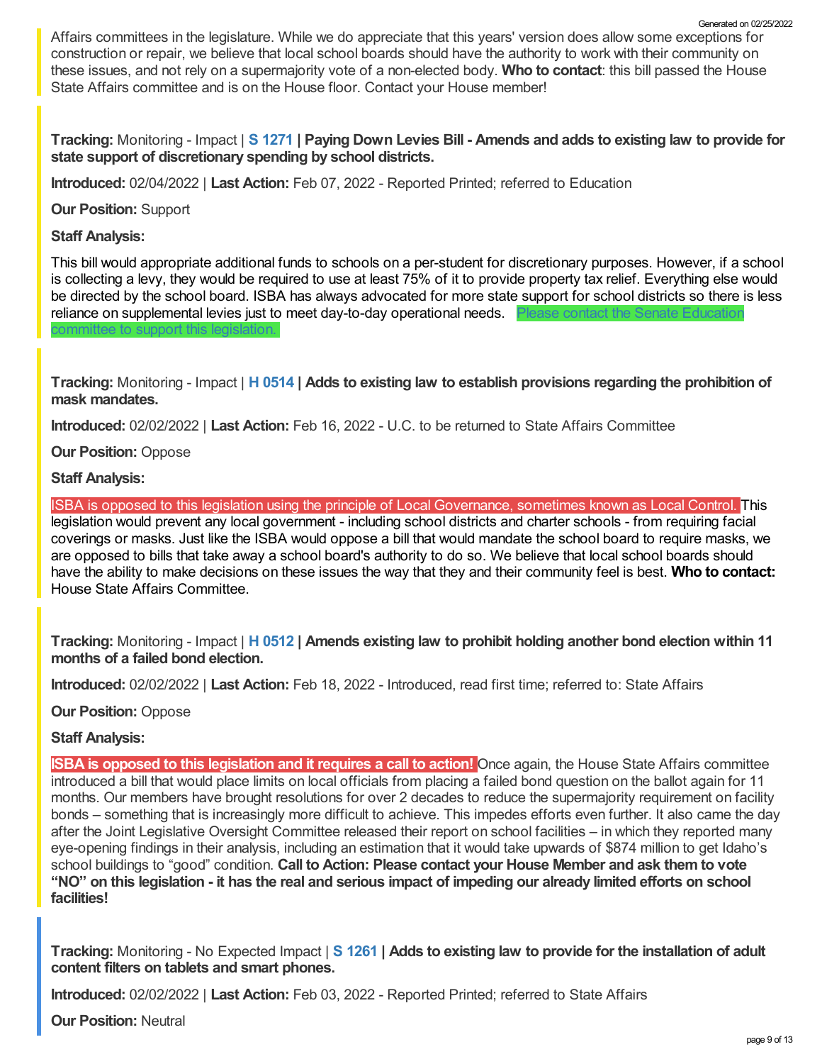Affairs committees in the legislature. While we do appreciate that this years' version does allow some exceptions for construction or repair, we believe that local school boards should have the authority to work with their community on these issues, and not rely on a supermajority vote of a non-elected body. **Who to contact**: this bill passed the House State Affairs committee and is on the House floor. Contact your House member!

**Tracking:** Monitoring - Impact | **S 1271 | Paying Down Levies Bill - Amends and adds to existing law to provide for state support of discretionary spending by school districts.**

**Introduced:** 02/04/2022 | **Last Action:** Feb 07, 2022 - Reported Printed; referred to Education

**Our Position:** Support

**Staff Analysis:**

This bill would appropriate additional funds to schools on a per-student for discretionary purposes. However, if a school is collecting a levy, they would be required to use at least 75% of it to provide property tax relief. Everything else would be directed by the school board. ISBA has always advocated for more state support for school districts so there is less reliance on supplemental levies just to meet day-to-day operational needs. Please contact the Senate Education committee to support this legislation.

**Tracking:** Monitoring - Impact | **H 0514 | Adds to existing law to establish provisions regarding the prohibition of mask mandates.**

**Introduced:** 02/02/2022 | **Last Action:** Feb 16, 2022 - U.C. to be returned to State Affairs Committee

**Our Position:** Oppose

**Staff Analysis:**

ISBA is opposed to this legislation using the principle of Local Governance, sometimes known as Local Control. This legislation would prevent any local government - including school districts and charter schools - from requiring facial coverings or masks. Just like the ISBA would oppose a bill that would mandate the school board to require masks, we are opposed to bills that take away a school board's authority to do so. We believe that local school boards should have the ability to make decisions on these issues the way that they and their community feel is best. **Who to contact:** House State Affairs Committee.

**Tracking:** Monitoring - Impact | **H 0512 | Amends existing law to prohibit holding another bond election within 11 months of a failed bond election.**

**Introduced:** 02/02/2022 | **Last Action:** Feb 18, 2022 - Introduced, read first time; referred to: State Affairs

**Our Position:** Oppose

**Staff Analysis:**

**ISBA is opposed to this legislation and it requires a call to action!** Once again, the House State Affairs committee introduced a bill that would place limits on local officials from placing a failed bond question on the ballot again for 11 months. Our members have brought resolutions for over 2 decades to reduce the supermajority requirement on facility bonds – something that is increasingly more difficult to achieve. This impedes efforts even further. It also came the day after the Joint Legislative Oversight Committee released their report on school facilities – in which they reported many eye-opening findings in their analysis, including an estimation that it would take upwards of $874 million to get Idaho's school buildings to "good" condition. **Call to Action: Please contact your House Member and ask them to vote "NO" on this legislation - it has the real and serious impact of impeding our already limited efforts on school facilities!**

**Tracking:** Monitoring - No Expected Impact | **S 1261 | Adds to existing law to provide for the installation of adult content filters on tablets and smart phones.**

**Introduced:** 02/02/2022 | **Last Action:** Feb 03, 2022 - Reported Printed; referred to State Affairs

**Our Position:** Neutral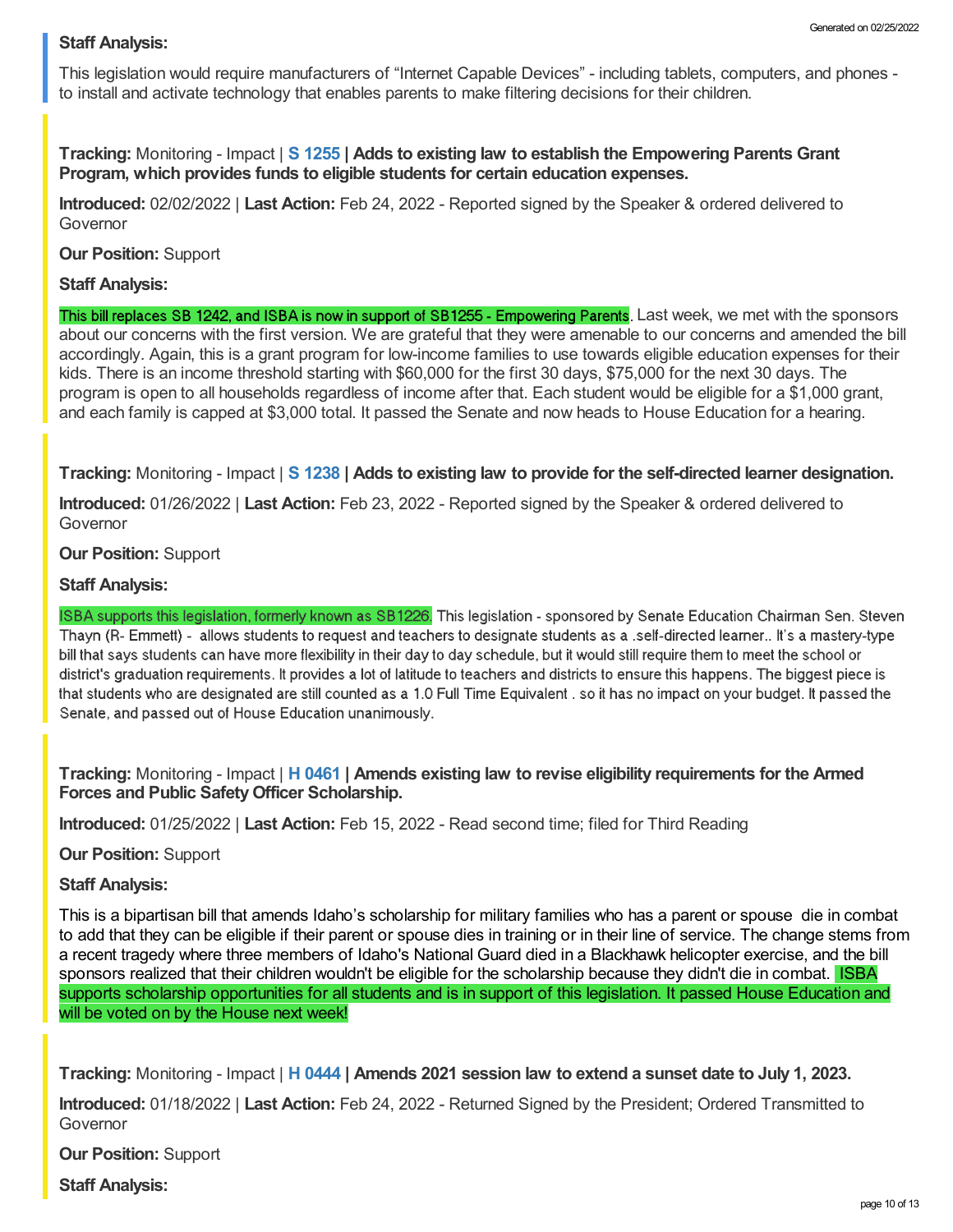**Staff Analysis:**

This legislation would require manufacturers of “Internet Capable Devices” - including tablets, computers, and phones - to install and activate technology that enables parents to make filtering decisions for their children.

**Tracking:** Monitoring - Impact | **S 1255 | Adds to existing law to establish the Empowering Parents Grant Program, which provides funds to eligible students for certain education expenses.**

**Introduced:** 02/02/2022 | **Last Action:** Feb 24, 2022 - Reported signed by the Speaker & ordered delivered to Governor

**Our Position:** Support

**Staff Analysis:**

This bill replaces SB 1242, and ISBA is now in support of SB1255 - Empowering Parents. Last week, we met with the sponsors about our concerns with the first version. We are grateful that they were amenable to our concerns and amended the bill accordingly. Again, this is a grant program for low-income families to use towards eligible education expenses for their kids. There is an income threshold starting with $60,000 for the first 30 days, $75,000 for the next 30 days. The program is open to all households regardless of income after that. Each student would be eligible for a $1,000 grant, and each family is capped at $3,000 total. It passed the Senate and now heads to House Education for a hearing.

**Tracking:** Monitoring - Impact | **S 1238 | Adds to existing law to provide for the self-directed learner designation.**

**Introduced:** 01/26/2022 | **Last Action:** Feb 23, 2022 - Reported signed by the Speaker & ordered delivered to Governor

**Our Position:** Support

**Staff Analysis:**

ISBA supports this legislation, formerly known as SB1226. This legislation - sponsored by Senate Education Chairman Sen. Steven Thayn (R- Emmett) - allows students to request and teachers to designate students as a .self-directed learner.. It's a mastery-type bill that says students can have more flexibility in their day to day schedule, but it would still require them to meet the school or district's graduation requirements. It provides a lot of latitude to teachers and districts to ensure this happens. The biggest piece is that students who are designated are still counted as a 1.0 Full Time Equivalent . so it has no impact on your budget. It passed the Senate, and passed out of House Education unanimously.

**Tracking:** Monitoring - Impact | **H 0461 | Amends existing law to revise eligibility requirements for the Armed Forces and Public Safety Officer Scholarship.**

**Introduced:** 01/25/2022 | **Last Action:** Feb 15, 2022 - Read second time; filed for Third Reading

**Our Position:** Support

**Staff Analysis:**

This is a bipartisan bill that amends Idaho’s scholarship for military families who has a parent or spouse die in combat to add that they can be eligible if their parent or spouse dies in training or in their line of service. The change stems from a recent tragedy where three members of Idaho's National Guard died in a Blackhawk helicopter exercise, and the bill sponsors realized that their children wouldn't be eligible for the scholarship because they didn't die in combat. ISBA supports scholarship opportunities for all students and is in support of this legislation. It passed House Education and will be voted on by the House next week!

**Tracking:** Monitoring - Impact | **H 0444 | Amends 2021 session law to extend a sunset date to July 1, 2023.**

**Introduced:** 01/18/2022 | **Last Action:** Feb 24, 2022 - Returned Signed by the President; Ordered Transmitted to Governor

**Our Position:** Support

**Staff Analysis:**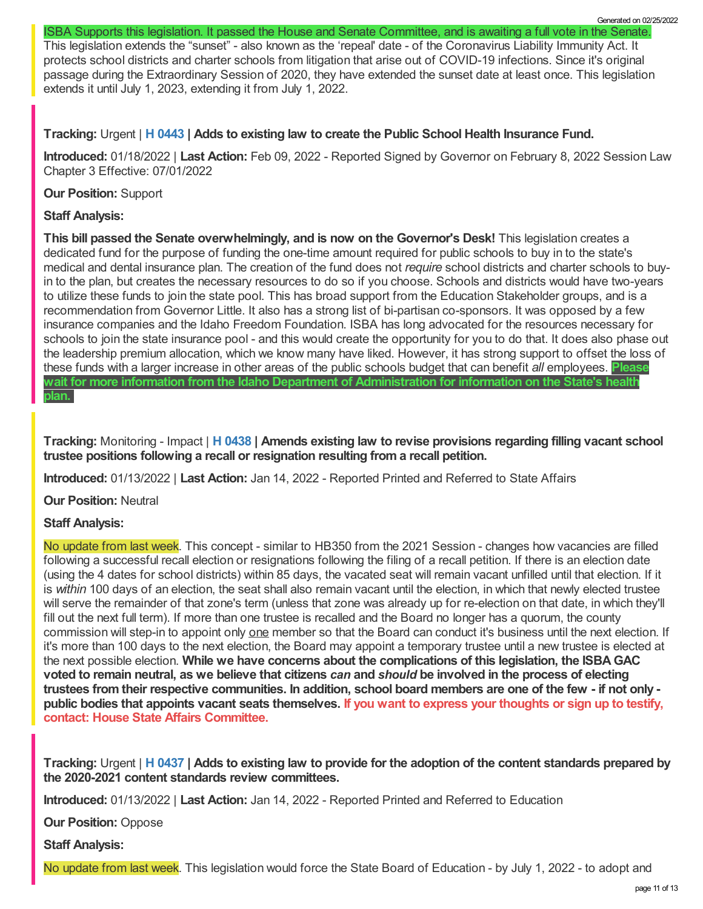ISBA Supports this legislation. It passed the House and Senate Committee, and is awaiting a full vote in the Senate. This legislation extends the "sunset" - also known as the 'repeal' date - of the Coronavirus Liability Immunity Act. It protects school districts and charter schools from litigation that arise out of COVID-19 infections. Since it's original passage during the Extraordinary Session of 2020, they have extended the sunset date at least once. This legislation extends it until July 1, 2023, extending it from July 1, 2022.

**Tracking:** Urgent | **H 0443 | Adds to existing law to create the Public School Health Insurance Fund.**

**Introduced:** 01/18/2022 | **Last Action:** Feb 09, 2022 - Reported Signed by Governor on February 8, 2022 Session Law Chapter 3 Effective: 07/01/2022

**Our Position:** Support

**Staff Analysis:**

**This bill passed the Senate overwhelmingly, and is now on the Governor's Desk!** This legislation creates a dedicated fund for the purpose of funding the one-time amount required for public schools to buy in to the state's medical and dental insurance plan. The creation of the fund does not *require* school districts and charter schools to buy-in to the plan, but creates the necessary resources to do so if you choose. Schools and districts would have two-years to utilize these funds to join the state pool. This has broad support from the Education Stakeholder groups, and is a recommendation from Governor Little. It also has a strong list of bi-partisan co-sponsors. It was opposed by a few insurance companies and the Idaho Freedom Foundation. ISBA has long advocated for the resources necessary for schools to join the state insurance pool - and this would create the opportunity for you to do that. It does also phase out the leadership premium allocation, which we know many have liked. However, it has strong support to offset the loss of these funds with a larger increase in other areas of the public schools budget that can benefit *all* employees. **Please wait for more information from the Idaho Department of Administration for information on the State's health plan.**

**Tracking:** Monitoring - Impact | **H 0438 | Amends existing law to revise provisions regarding filling vacant school trustee positions following a recall or resignation resulting from a recall petition.**

**Introduced:** 01/13/2022 | **Last Action:** Jan 14, 2022 - Reported Printed and Referred to State Affairs

**Our Position:** Neutral

**Staff Analysis:**

No update from last week. This concept - similar to HB350 from the 2021 Session - changes how vacancies are filled following a successful recall election or resignations following the filing of a recall petition. If there is an election date (using the 4 dates for school districts) within 85 days, the vacated seat will remain vacant unfilled until that election. If it is *within* 100 days of an election, the seat shall also remain vacant until the election, in which that newly elected trustee will serve the remainder of that zone's term (unless that zone was already up for re-election on that date, in which they'll fill out the next full term). If more than one trustee is recalled and the Board no longer has a quorum, the county commission will step-in to appoint only one member so that the Board can conduct it's business until the next election. If it's more than 100 days to the next election, the Board may appoint a temporary trustee until a new trustee is elected at the next possible election. **While we have concerns about the complications of this legislation, the ISBA GAC voted to remain neutral, as we believe that citizens *can* and *should* be involved in the process of electing trustees from their respective communities. In addition, school board members are one of the few - if not only - public bodies that appoints vacant seats themselves. If you want to express your thoughts or sign up to testify, contact: House State Affairs Committee.**

**Tracking:** Urgent | **H 0437 | Adds to existing law to provide for the adoption of the content standards prepared by the 2020-2021 content standards review committees.**

**Introduced:** 01/13/2022 | **Last Action:** Jan 14, 2022 - Reported Printed and Referred to Education

**Our Position:** Oppose

**Staff Analysis:**

No update from last week. This legislation would force the State Board of Education - by July 1, 2022 - to adopt and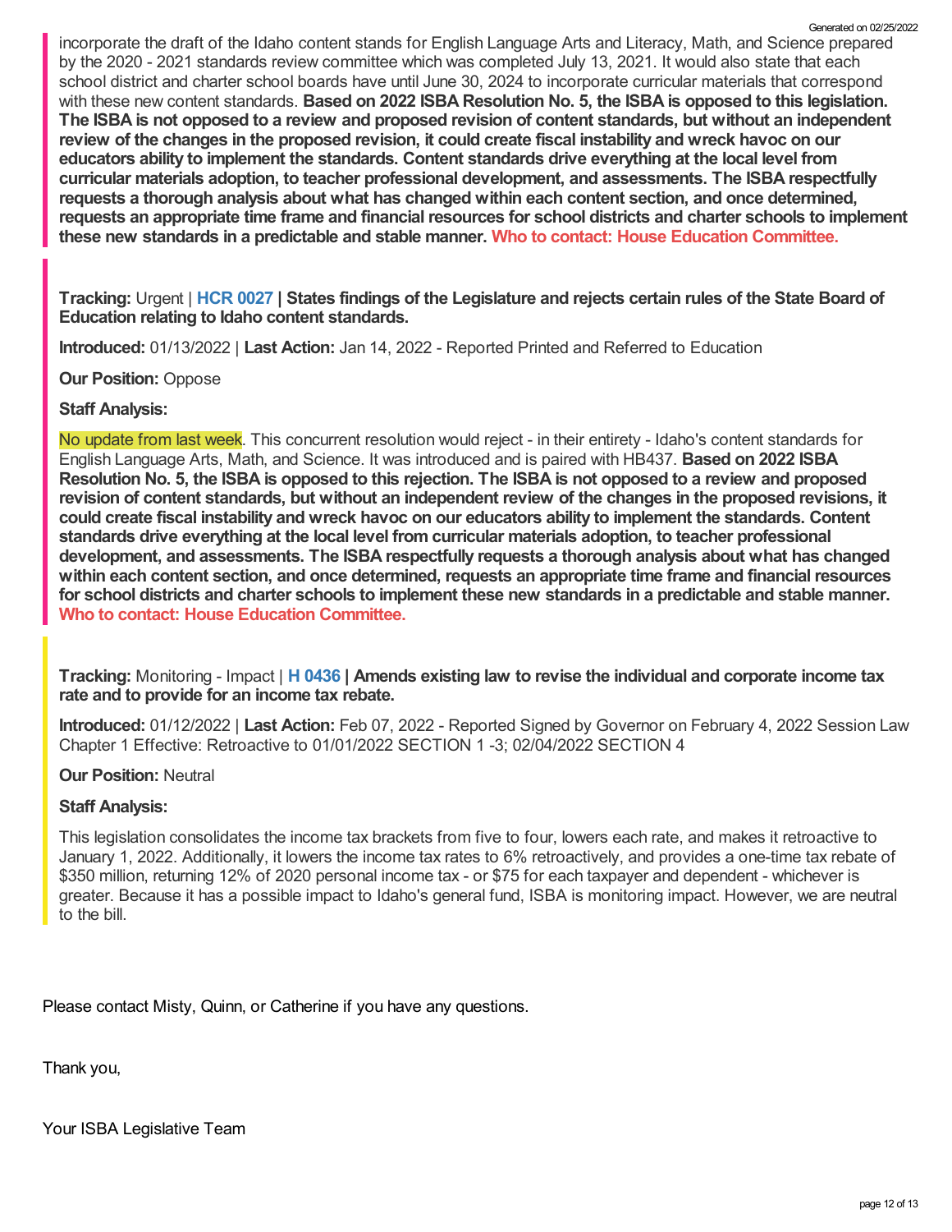incorporate the draft of the Idaho content stands for English Language Arts and Literacy, Math, and Science prepared by the 2020 - 2021 standards review committee which was completed July 13, 2021. It would also state that each school district and charter school boards have until June 30, 2024 to incorporate curricular materials that correspond with these new content standards. **Based on 2022 ISBA Resolution No. 5, the ISBA is opposed to this legislation. The ISBA is not opposed to a review and proposed revision of content standards, but without an independent review of the changes in the proposed revision, it could create fiscal instability and wreck havoc on our educators ability to implement the standards. Content standards drive everything at the local level from curricular materials adoption, to teacher professional development, and assessments. The ISBA respectfully requests a thorough analysis about what has changed within each content section, and once determined, requests an appropriate time frame and financial resources for school districts and charter schools to implement these new standards in a predictable and stable manner. Who to contact: House Education Committee.**

**Tracking:** Urgent | **HCR 0027 | States findings of the Legislature and rejects certain rules of the State Board of Education relating to Idaho content standards.**

**Introduced:** 01/13/2022 | **Last Action:** Jan 14, 2022 - Reported Printed and Referred to Education

**Our Position:** Oppose

**Staff Analysis:**

No update from last week. This concurrent resolution would reject - in their entirety - Idaho's content standards for English Language Arts, Math, and Science. It was introduced and is paired with HB437. **Based on 2022 ISBA Resolution No. 5, the ISBA is opposed to this rejection. The ISBA is not opposed to a review and proposed revision of content standards, but without an independent review of the changes in the proposed revisions, it could create fiscal instability and wreck havoc on our educators ability to implement the standards. Content standards drive everything at the local level from curricular materials adoption, to teacher professional development, and assessments. The ISBA respectfully requests a thorough analysis about what has changed within each content section, and once determined, requests an appropriate time frame and financial resources for school districts and charter schools to implement these new standards in a predictable and stable manner. Who to contact: House Education Committee.**

**Tracking:** Monitoring - Impact | **H 0436 | Amends existing law to revise the individual and corporate income tax rate and to provide for an income tax rebate.**

**Introduced:** 01/12/2022 | **Last Action:** Feb 07, 2022 - Reported Signed by Governor on February 4, 2022 Session Law Chapter 1 Effective: Retroactive to 01/01/2022 SECTION 1 -3; 02/04/2022 SECTION 4

**Our Position:** Neutral

**Staff Analysis:**

This legislation consolidates the income tax brackets from five to four, lowers each rate, and makes it retroactive to January 1, 2022. Additionally, it lowers the income tax rates to 6% retroactively, and provides a one-time tax rebate of $350 million, returning 12% of 2020 personal income tax - or $75 for each taxpayer and dependent - whichever is greater. Because it has a possible impact to Idaho's general fund, ISBA is monitoring impact. However, we are neutral to the bill.

Please contact Misty, Quinn, or Catherine if you have any questions.

Thank you,

Your ISBA Legislative Team